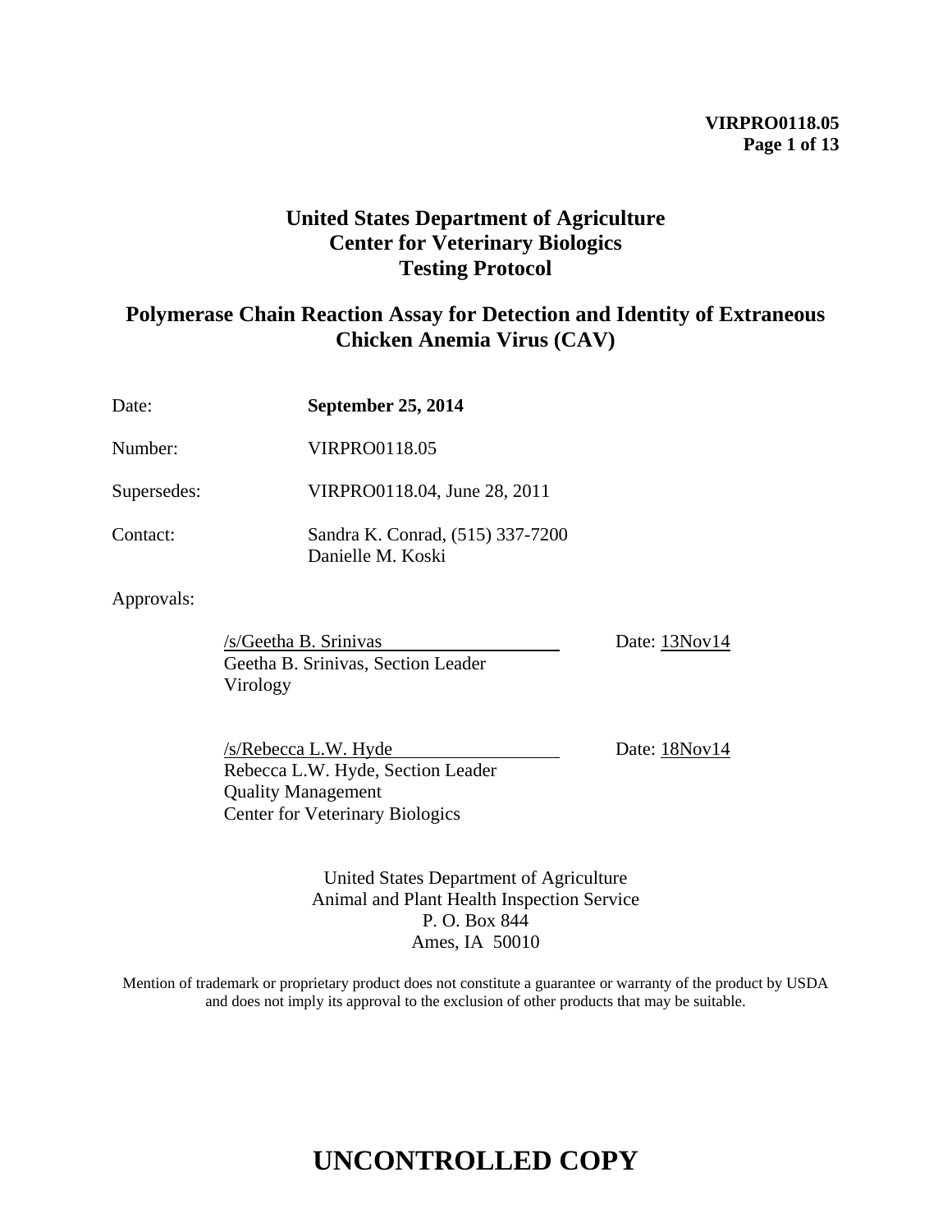# United States Department of Agriculture
# Center for Veterinary Biologics
# Testing Protocol

## Polymerase Chain Reaction Assay for Detection and Identity of Extraneous Chicken Anemia Virus (CAV)

Date: **September 25, 2014**

Number: VIRPRO0118.05

Supersedes: VIRPRO0118.04, June 28, 2011

Contact: Sandra K. Conrad, (515) 337-7200
Danielle M. Koski

Approvals:

/s/Geetha B. Srinivas
Geetha B. Srinivas, Section Leader
Virology

Date: 13Nov14

/s/Rebecca L.W. Hyde
Rebecca L.W. Hyde, Section Leader
Quality Management
Center for Veterinary Biologics

Date: 18Nov14

United States Department of Agriculture
Animal and Plant Health Inspection Service
P. O. Box 844
Ames, IA 50010

Mention of trademark or proprietary product does not constitute a guarantee or warranty of the product by USDA and does not imply its approval to the exclusion of other products that may be suitable.

**UNCONTROLLED COPY**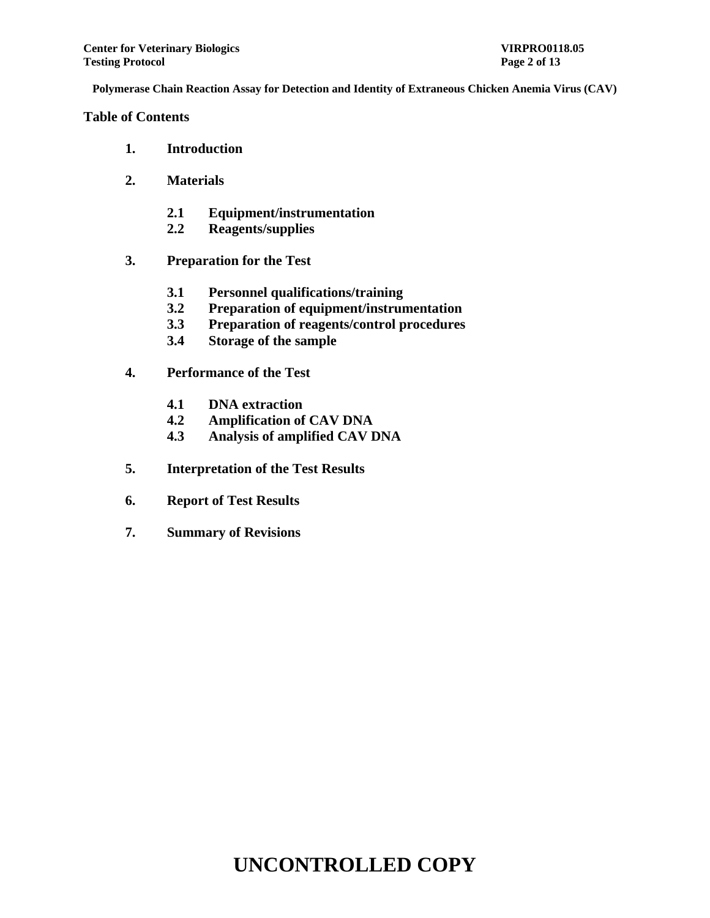**Table of Contents**

1. **Introduction**
2. **Materials**
   - 2.1 **Equipment/instrumentation**
   - 2.2 **Reagents/supplies**
3. **Preparation for the Test**
   - 3.1 **Personnel qualifications/training**
   - 3.2 **Preparation of equipment/instrumentation**
   - 3.3 **Preparation of reagents/control procedures**
   - 3.4 **Storage of the sample**
4. **Performance of the Test**
   - 4.1 **DNA extraction**
   - 4.2 **Amplification of CAV DNA**
   - 4.3 **Analysis of amplified CAV DNA**
5. **Interpretation of the Test Results**
6. **Report of Test Results**
7. **Summary of Revisions**

# UNCONTROLLED COPY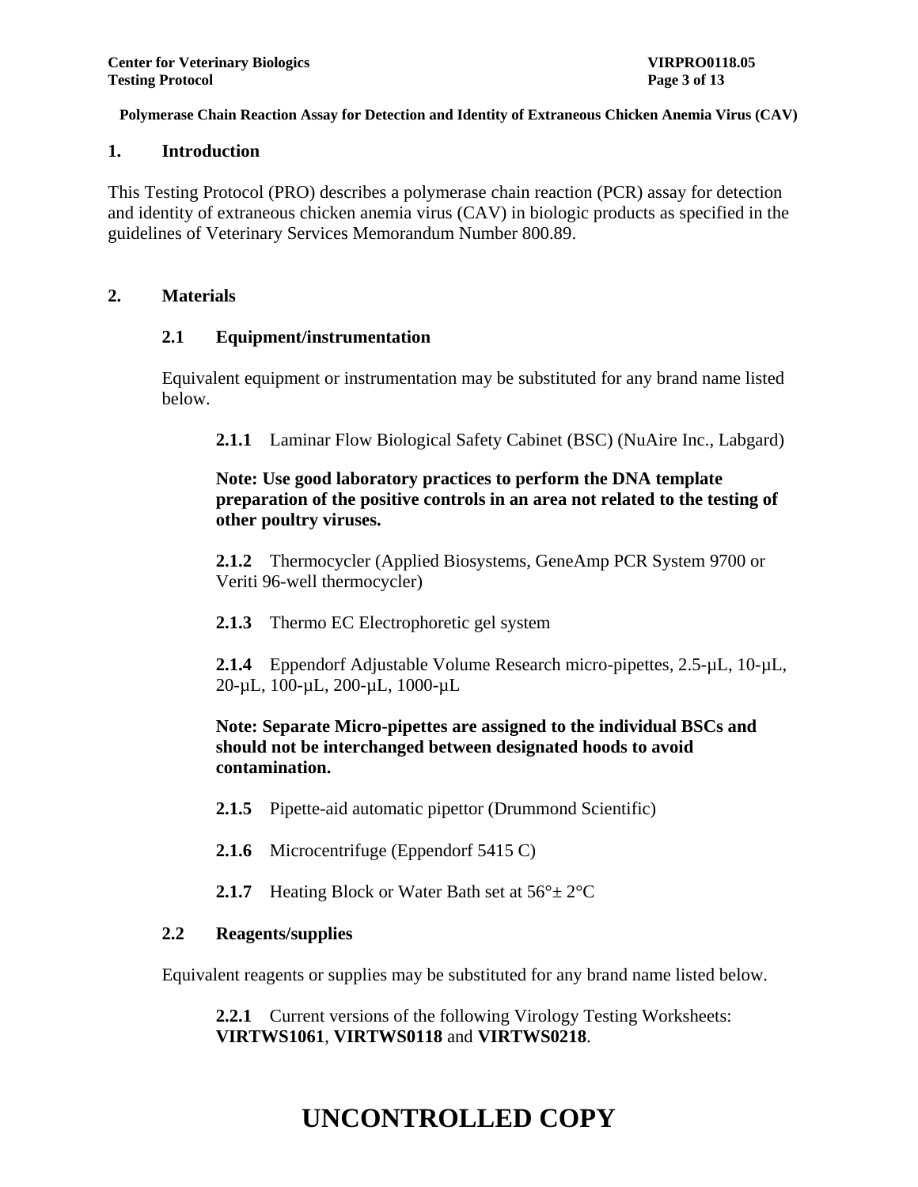**Polymerase Chain Reaction Assay for Detection and Identity of Extraneous Chicken Anemia Virus (CAV)**

## 1. Introduction

This Testing Protocol (PRO) describes a polymerase chain reaction (PCR) assay for detection and identity of extraneous chicken anemia virus (CAV) in biologic products as specified in the guidelines of Veterinary Services Memorandum Number 800.89.

## 2. Materials

### 2.1 Equipment/instrumentation

Equivalent equipment or instrumentation may be substituted for any brand name listed below.

**2.1.1** Laminar Flow Biological Safety Cabinet (BSC) (NuAire Inc., Labgard)

**Note: Use good laboratory practices to perform the DNA template preparation of the positive controls in an area not related to the testing of other poultry viruses.**

**2.1.2** Thermocycler (Applied Biosystems, GeneAmp PCR System 9700 or Veriti 96-well thermocycler)

**2.1.3** Thermo EC Electrophoretic gel system

**2.1.4** Eppendorf Adjustable Volume Research micro-pipettes, 2.5-µL, 10-µL, 20-µL, 100-µL, 200-µL, 1000-µL

**Note: Separate Micro-pipettes are assigned to the individual BSCs and should not be interchanged between designated hoods to avoid contamination.**

**2.1.5** Pipette-aid automatic pipettor (Drummond Scientific)

**2.1.6** Microcentrifuge (Eppendorf 5415 C)

**2.1.7** Heating Block or Water Bath set at 56°± 2°C

### 2.2 Reagents/supplies

Equivalent reagents or supplies may be substituted for any brand name listed below.

**2.2.1** Current versions of the following Virology Testing Worksheets: **VIRTWS1061**, **VIRTWS0118** and **VIRTWS0218**.

**UNCONTROLLED COPY**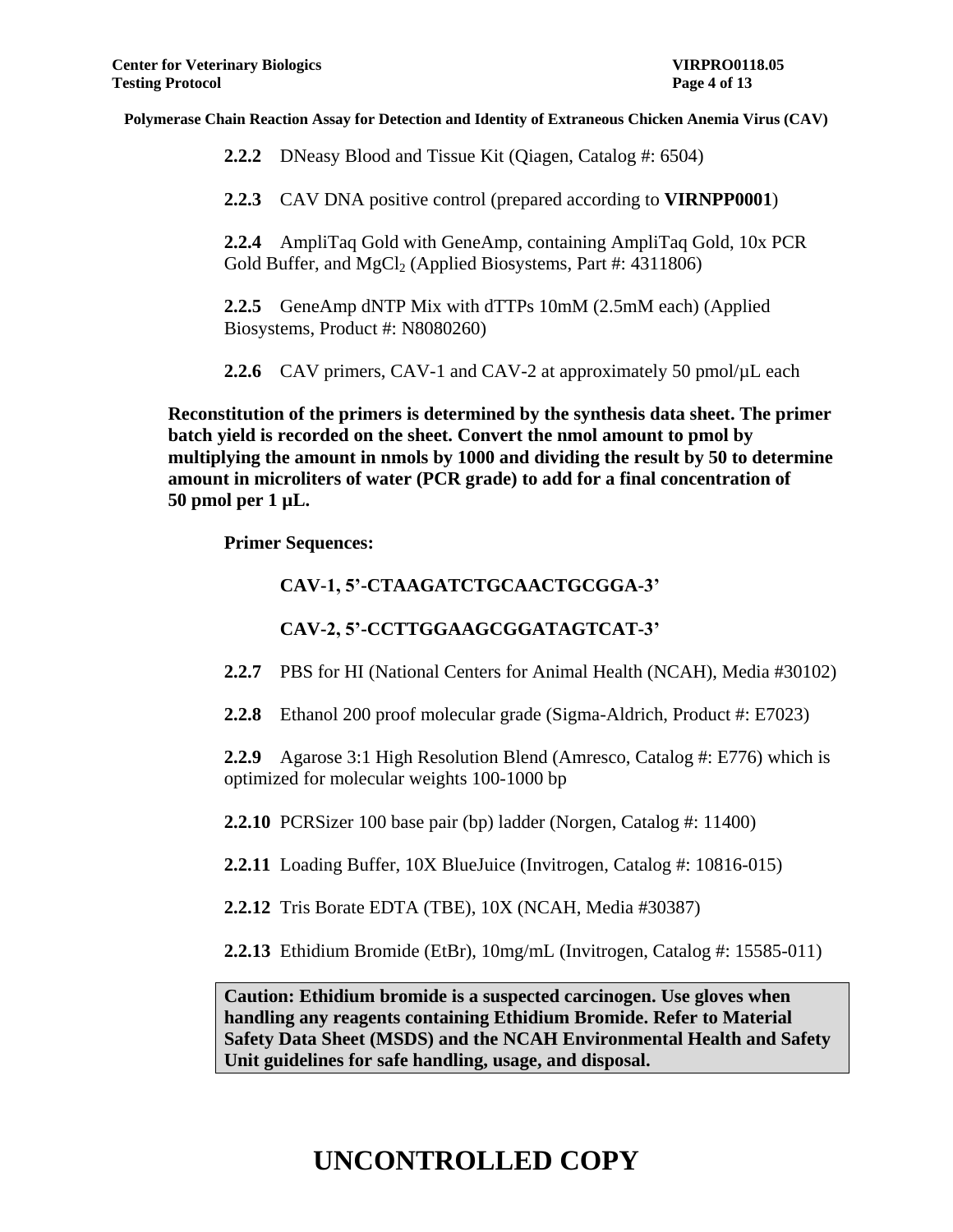**2.2.2** DNeasy Blood and Tissue Kit (Qiagen, Catalog #: 6504)

**2.2.3** CAV DNA positive control (prepared according to **VIRNPP0001**)

**2.2.4** AmpliTaq Gold with GeneAmp, containing AmpliTaq Gold, 10x PCR Gold Buffer, and $MgCl_2$ (Applied Biosystems, Part #: 4311806)

**2.2.5** GeneAmp dNTP Mix with dTTPs 10mM (2.5mM each) (Applied Biosystems, Product #: N8080260)

**2.2.6** CAV primers, CAV-1 and CAV-2 at approximately 50 pmol/µL each

**Reconstitution of the primers is determined by the synthesis data sheet. The primer batch yield is recorded on the sheet. Convert the nmol amount to pmol by multiplying the amount in nmols by 1000 and dividing the result by 50 to determine amount in microliters of water (PCR grade) to add for a final concentration of 50 pmol per 1 µL.**

**Primer Sequences:**

**CAV-1, 5'-CTAAGATCTGCAACTGCGGA-3'**

**CAV-2, 5'-CCTTGGAAGCGGATAGTCAT-3'**

**2.2.7** PBS for HI (National Centers for Animal Health (NCAH), Media #30102)

**2.2.8** Ethanol 200 proof molecular grade (Sigma-Aldrich, Product #: E7023)

**2.2.9** Agarose 3:1 High Resolution Blend (Amresco, Catalog #: E776) which is optimized for molecular weights 100-1000 bp

**2.2.10** PCRSizer 100 base pair (bp) ladder (Norgen, Catalog #: 11400)

**2.2.11** Loading Buffer, 10X BlueJuice (Invitrogen, Catalog #: 10816-015)

**2.2.12** Tris Borate EDTA (TBE), 10X (NCAH, Media #30387)

**2.2.13** Ethidium Bromide (EtBr), 10mg/mL (Invitrogen, Catalog #: 15585-011)

**Caution: Ethidium bromide is a suspected carcinogen. Use gloves when handling any reagents containing Ethidium Bromide. Refer to Material Safety Data Sheet (MSDS) and the NCAH Environmental Health and Safety Unit guidelines for safe handling, usage, and disposal.**

# UNCONTROLLED COPY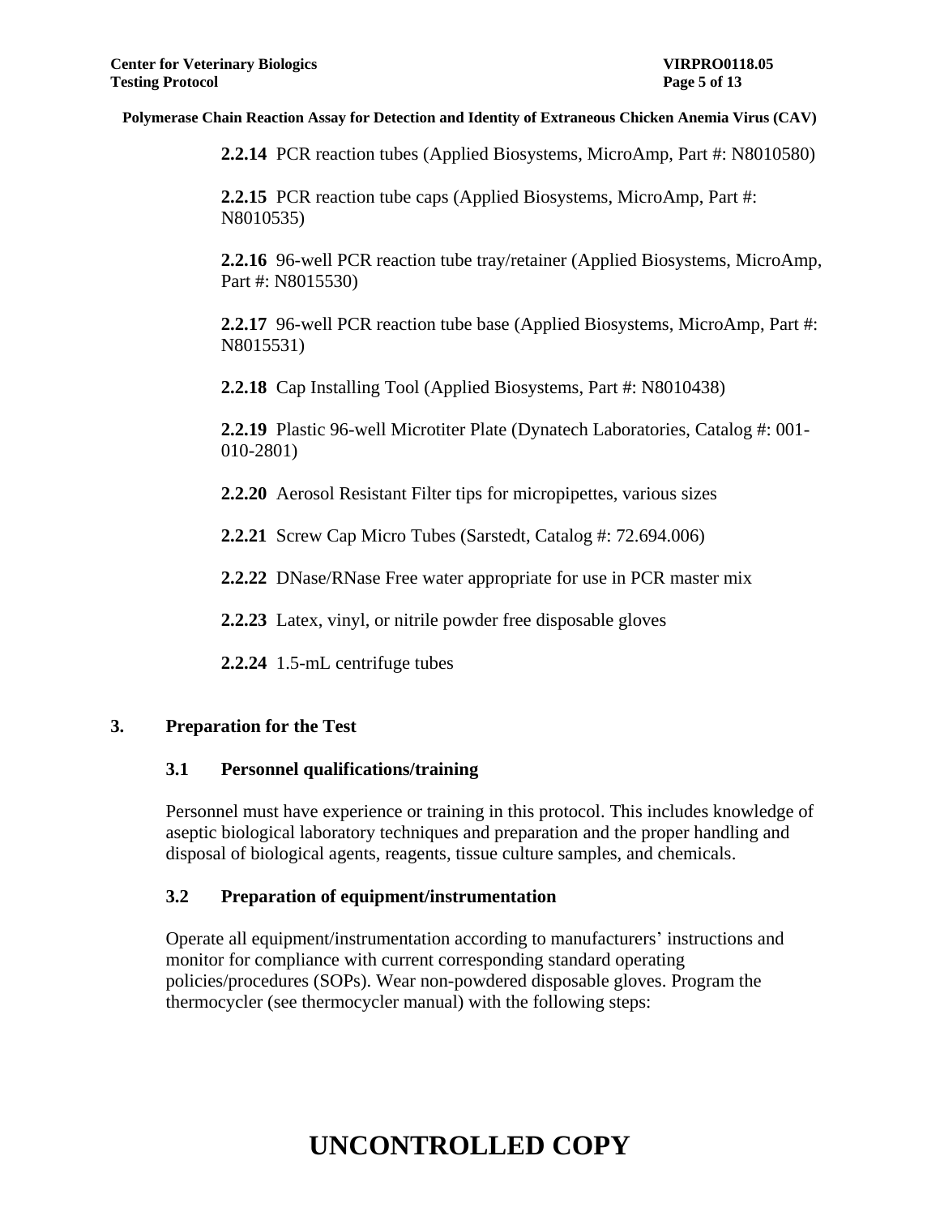**2.2.14** PCR reaction tubes (Applied Biosystems, MicroAmp, Part #: N8010580)

**2.2.15** PCR reaction tube caps (Applied Biosystems, MicroAmp, Part #: N8010535)

**2.2.16** 96-well PCR reaction tube tray/retainer (Applied Biosystems, MicroAmp, Part #: N8015530)

**2.2.17** 96-well PCR reaction tube base (Applied Biosystems, MicroAmp, Part #: N8015531)

**2.2.18** Cap Installing Tool (Applied Biosystems, Part #: N8010438)

**2.2.19** Plastic 96-well Microtiter Plate (Dynatech Laboratories, Catalog #: 001-010-2801)

**2.2.20** Aerosol Resistant Filter tips for micropipettes, various sizes

**2.2.21** Screw Cap Micro Tubes (Sarstedt, Catalog #: 72.694.006)

**2.2.22** DNase/RNase Free water appropriate for use in PCR master mix

**2.2.23** Latex, vinyl, or nitrile powder free disposable gloves

**2.2.24** 1.5-mL centrifuge tubes

## 3. Preparation for the Test

### 3.1 Personnel qualifications/training

Personnel must have experience or training in this protocol. This includes knowledge of aseptic biological laboratory techniques and preparation and the proper handling and disposal of biological agents, reagents, tissue culture samples, and chemicals.

### 3.2 Preparation of equipment/instrumentation

Operate all equipment/instrumentation according to manufacturers' instructions and monitor for compliance with current corresponding standard operating policies/procedures (SOPs). Wear non-powdered disposable gloves. Program the thermocycler (see thermocycler manual) with the following steps:

**UNCONTROLLED COPY**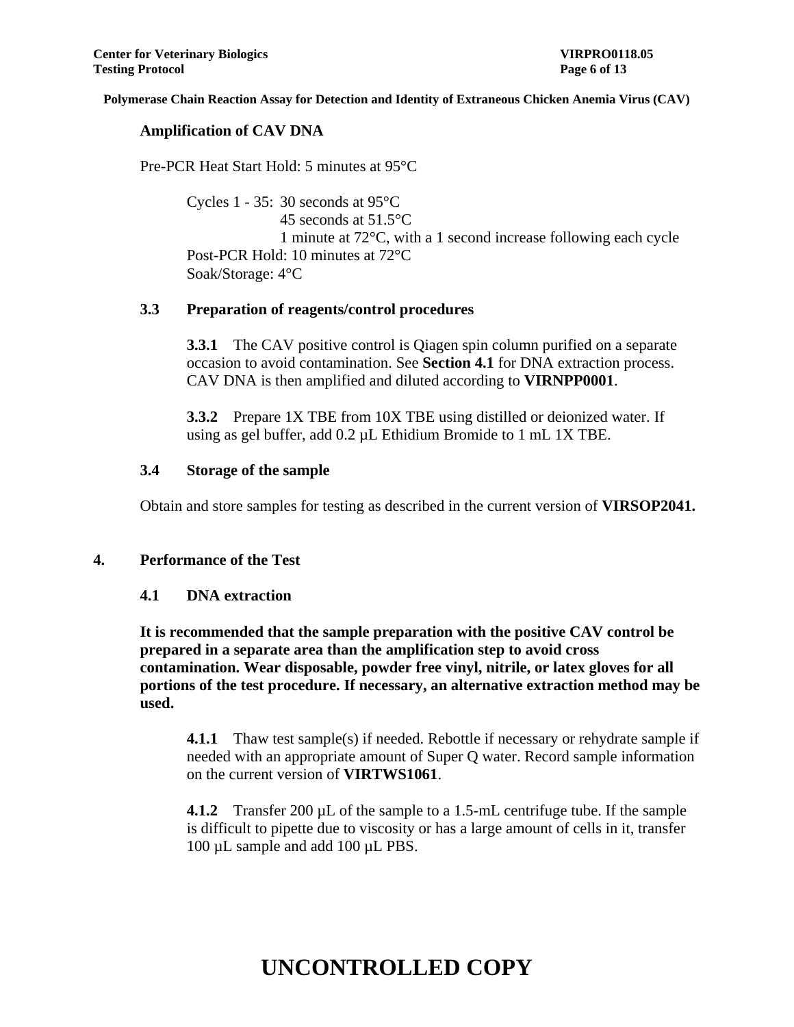**Amplification of CAV DNA**

Pre-PCR Heat Start Hold: 5 minutes at 95°C

Cycles 1 - 35: 30 seconds at 95°C
45 seconds at 51.5°C
1 minute at 72°C, with a 1 second increase following each cycle

Post-PCR Hold: 10 minutes at 72°C

Soak/Storage: 4°C

### 3.3 Preparation of reagents/control procedures

**3.3.1** The CAV positive control is Qiagen spin column purified on a separate occasion to avoid contamination. See **Section 4.1** for DNA extraction process. CAV DNA is then amplified and diluted according to **VIRNPP0001**.

**3.3.2** Prepare 1X TBE from 10X TBE using distilled or deionized water. If using as gel buffer, add 0.2 µL Ethidium Bromide to 1 mL 1X TBE.

### 3.4 Storage of the sample

Obtain and store samples for testing as described in the current version of **VIRSOP2041.**

## 4. Performance of the Test

### 4.1 DNA extraction

**It is recommended that the sample preparation with the positive CAV control be prepared in a separate area than the amplification step to avoid cross contamination. Wear disposable, powder free vinyl, nitrile, or latex gloves for all portions of the test procedure. If necessary, an alternative extraction method may be used.**

**4.1.1** Thaw test sample(s) if needed. Rebottle if necessary or rehydrate sample if needed with an appropriate amount of Super Q water. Record sample information on the current version of **VIRTWS1061**.

**4.1.2** Transfer 200 µL of the sample to a 1.5-mL centrifuge tube. If the sample is difficult to pipette due to viscosity or has a large amount of cells in it, transfer 100 µL sample and add 100 µL PBS.

**UNCONTROLLED COPY**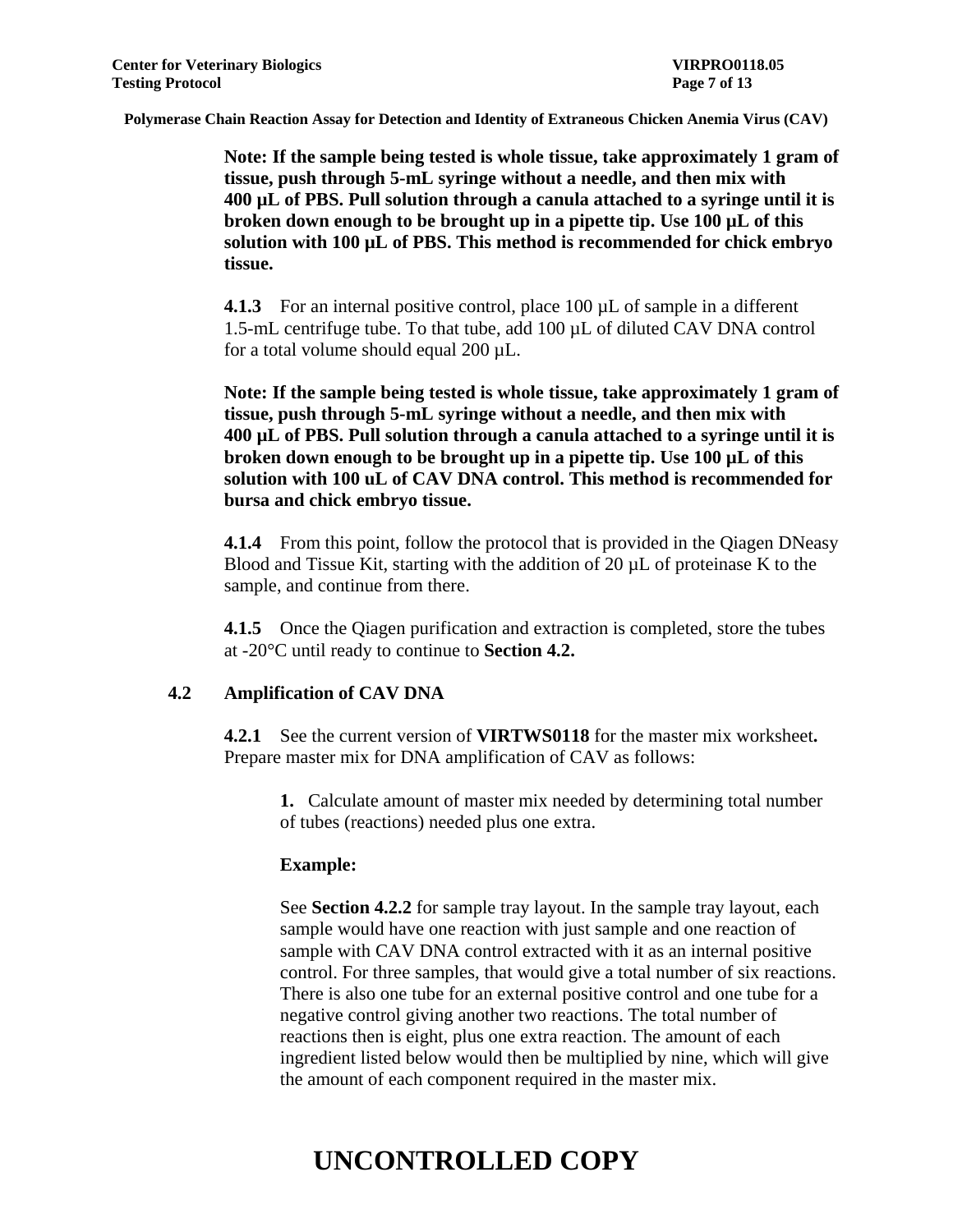**Note: If the sample being tested is whole tissue, take approximately 1 gram of tissue, push through 5-mL syringe without a needle, and then mix with 400 µL of PBS. Pull solution through a canula attached to a syringe until it is broken down enough to be brought up in a pipette tip. Use 100 µL of this solution with 100 µL of PBS. This method is recommended for chick embryo tissue.**

**4.1.3** For an internal positive control, place 100 µL of sample in a different 1.5-mL centrifuge tube. To that tube, add 100 µL of diluted CAV DNA control for a total volume should equal 200 µL.

**Note: If the sample being tested is whole tissue, take approximately 1 gram of tissue, push through 5-mL syringe without a needle, and then mix with 400 µL of PBS. Pull solution through a canula attached to a syringe until it is broken down enough to be brought up in a pipette tip. Use 100 µL of this solution with 100 uL of CAV DNA control. This method is recommended for bursa and chick embryo tissue.**

**4.1.4** From this point, follow the protocol that is provided in the Qiagen DNeasy Blood and Tissue Kit, starting with the addition of 20 µL of proteinase K to the sample, and continue from there.

**4.1.5** Once the Qiagen purification and extraction is completed, store the tubes at -20°C until ready to continue to **Section 4.2.**

## 4.2 Amplification of CAV DNA

**4.2.1** See the current version of **VIRTWS0118** for the master mix worksheet**.** Prepare master mix for DNA amplification of CAV as follows:

**1.** Calculate amount of master mix needed by determining total number of tubes (reactions) needed plus one extra.

**Example:**

See **Section 4.2.2** for sample tray layout. In the sample tray layout, each sample would have one reaction with just sample and one reaction of sample with CAV DNA control extracted with it as an internal positive control. For three samples, that would give a total number of six reactions. There is also one tube for an external positive control and one tube for a negative control giving another two reactions. The total number of reactions then is eight, plus one extra reaction. The amount of each ingredient listed below would then be multiplied by nine, which will give the amount of each component required in the master mix.

**UNCONTROLLED COPY**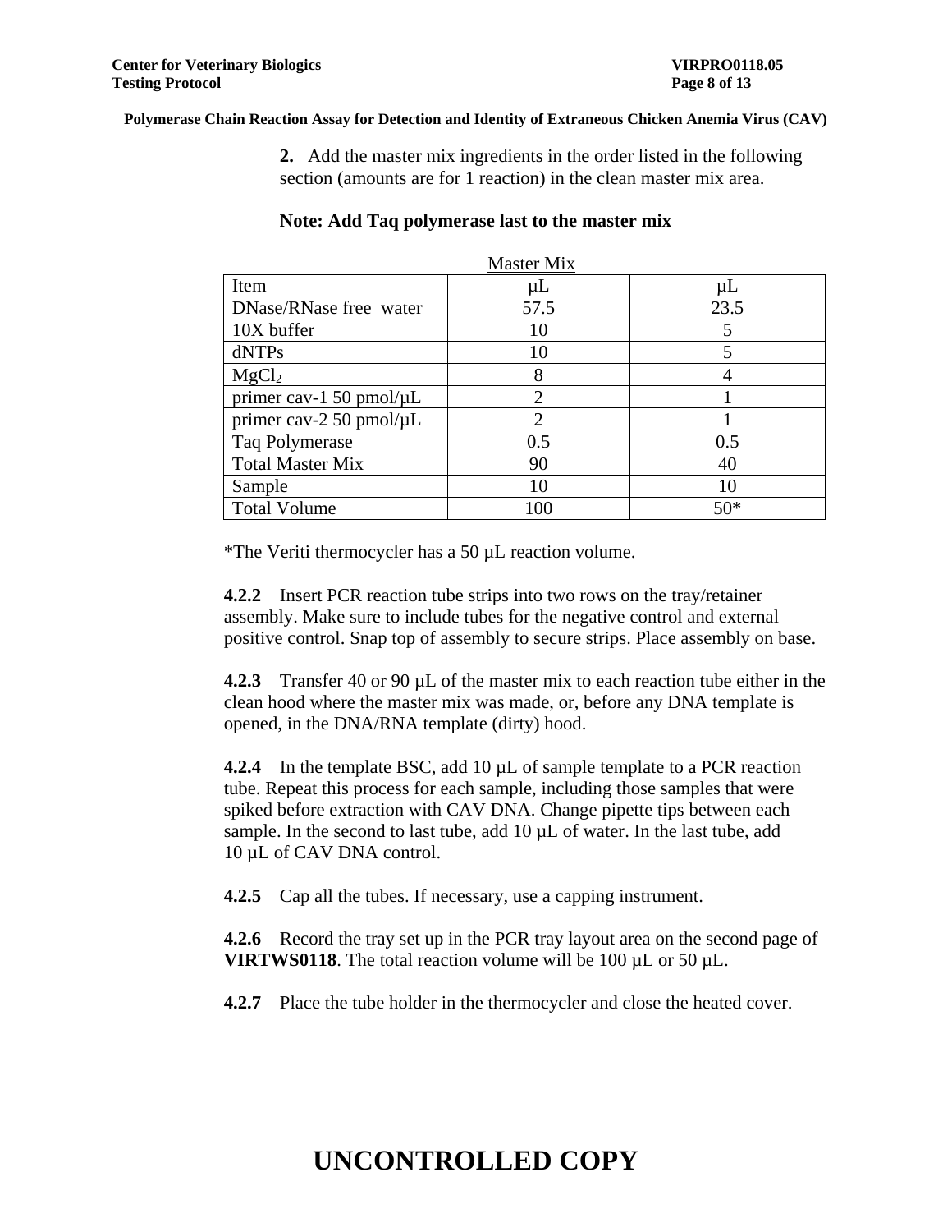**2.** Add the master mix ingredients in the order listed in the following section (amounts are for 1 reaction) in the clean master mix area.

**Note: Add Taq polymerase last to the master mix**

Master Mix

| Item | μL | μL |
|---|---|---|
| DNase/RNase free water | 57.5 | 23.5 |
| 10X buffer | 10 | 5 |
| dNTPs | 10 | 5 |
| $MgCl_2$ | 8 | 4 |
| primer cav-1 50 pmol/μL | 2 | 1 |
| primer cav-2 50 pmol/μL | 2 | 1 |
| Taq Polymerase | 0.5 | 0.5 |
| Total Master Mix | 90 | 40 |
| Sample | 10 | 10 |
| Total Volume | 100 | 50* |

*The Veriti thermocycler has a 50 μL reaction volume.

**4.2.2** Insert PCR reaction tube strips into two rows on the tray/retainer assembly. Make sure to include tubes for the negative control and external positive control. Snap top of assembly to secure strips. Place assembly on base.

**4.2.3** Transfer 40 or 90 μL of the master mix to each reaction tube either in the clean hood where the master mix was made, or, before any DNA template is opened, in the DNA/RNA template (dirty) hood.

**4.2.4** In the template BSC, add 10 μL of sample template to a PCR reaction tube. Repeat this process for each sample, including those samples that were spiked before extraction with CAV DNA. Change pipette tips between each sample. In the second to last tube, add 10 μL of water. In the last tube, add 10 μL of CAV DNA control.

**4.2.5** Cap all the tubes. If necessary, use a capping instrument.

**4.2.6** Record the tray set up in the PCR tray layout area on the second page of **VIRTWS0118**. The total reaction volume will be 100 μL or 50 μL.

**4.2.7** Place the tube holder in the thermocycler and close the heated cover.

**UNCONTROLLED COPY**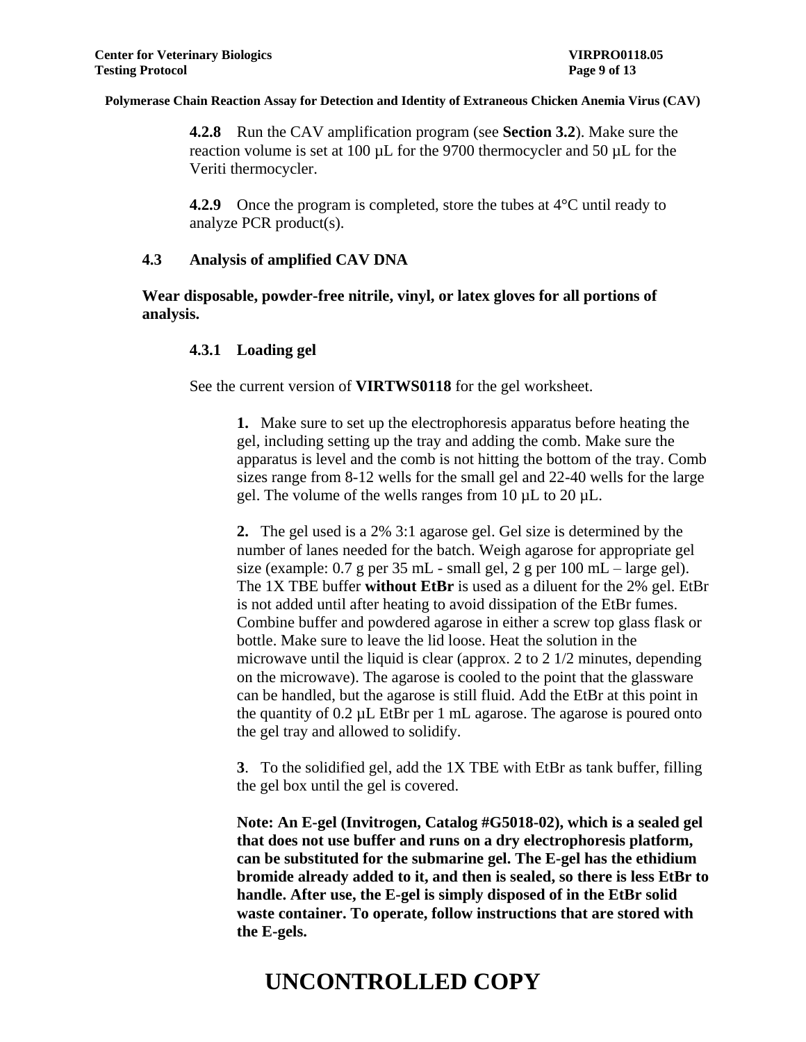**4.2.8** Run the CAV amplification program (see **Section 3.2**). Make sure the reaction volume is set at 100 µL for the 9700 thermocycler and 50 µL for the Veriti thermocycler.

**4.2.9** Once the program is completed, store the tubes at 4°C until ready to analyze PCR product(s).

### 4.3 Analysis of amplified CAV DNA

**Wear disposable, powder-free nitrile, vinyl, or latex gloves for all portions of analysis.**

#### 4.3.1 Loading gel

See the current version of **VIRTWS0118** for the gel worksheet.

**1.** Make sure to set up the electrophoresis apparatus before heating the gel, including setting up the tray and adding the comb. Make sure the apparatus is level and the comb is not hitting the bottom of the tray. Comb sizes range from 8-12 wells for the small gel and 22-40 wells for the large gel. The volume of the wells ranges from 10 µL to 20 µL.

**2.** The gel used is a 2% 3:1 agarose gel. Gel size is determined by the number of lanes needed for the batch. Weigh agarose for appropriate gel size (example: 0.7 g per 35 mL - small gel, 2 g per 100 mL – large gel). The 1X TBE buffer **without EtBr** is used as a diluent for the 2% gel. EtBr is not added until after heating to avoid dissipation of the EtBr fumes. Combine buffer and powdered agarose in either a screw top glass flask or bottle. Make sure to leave the lid loose. Heat the solution in the microwave until the liquid is clear (approx. 2 to 2 1/2 minutes, depending on the microwave). The agarose is cooled to the point that the glassware can be handled, but the agarose is still fluid. Add the EtBr at this point in the quantity of 0.2 µL EtBr per 1 mL agarose. The agarose is poured onto the gel tray and allowed to solidify.

**3**. To the solidified gel, add the 1X TBE with EtBr as tank buffer, filling the gel box until the gel is covered.

**Note: An E-gel (Invitrogen, Catalog #G5018-02), which is a sealed gel that does not use buffer and runs on a dry electrophoresis platform, can be substituted for the submarine gel. The E-gel has the ethidium bromide already added to it, and then is sealed, so there is less EtBr to handle. After use, the E-gel is simply disposed of in the EtBr solid waste container. To operate, follow instructions that are stored with the E-gels.**

**UNCONTROLLED COPY**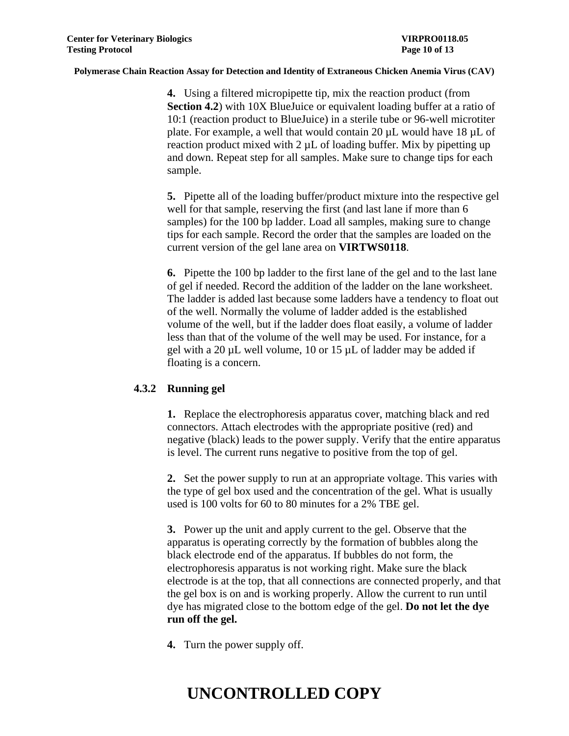**4.** Using a filtered micropipette tip, mix the reaction product (from **Section 4.2**) with 10X BlueJuice or equivalent loading buffer at a ratio of 10:1 (reaction product to BlueJuice) in a sterile tube or 96-well microtiter plate. For example, a well that would contain 20 µL would have 18 µL of reaction product mixed with 2 µL of loading buffer. Mix by pipetting up and down. Repeat step for all samples. Make sure to change tips for each sample.

**5.** Pipette all of the loading buffer/product mixture into the respective gel well for that sample, reserving the first (and last lane if more than 6 samples) for the 100 bp ladder. Load all samples, making sure to change tips for each sample. Record the order that the samples are loaded on the current version of the gel lane area on **VIRTWS0118**.

**6.** Pipette the 100 bp ladder to the first lane of the gel and to the last lane of gel if needed. Record the addition of the ladder on the lane worksheet. The ladder is added last because some ladders have a tendency to float out of the well. Normally the volume of ladder added is the established volume of the well, but if the ladder does float easily, a volume of ladder less than that of the volume of the well may be used. For instance, for a gel with a 20 µL well volume, 10 or 15 µL of ladder may be added if floating is a concern.

### 4.3.2 Running gel

**1.** Replace the electrophoresis apparatus cover, matching black and red connectors. Attach electrodes with the appropriate positive (red) and negative (black) leads to the power supply. Verify that the entire apparatus is level. The current runs negative to positive from the top of gel.

**2.** Set the power supply to run at an appropriate voltage. This varies with the type of gel box used and the concentration of the gel. What is usually used is 100 volts for 60 to 80 minutes for a 2% TBE gel.

**3.** Power up the unit and apply current to the gel. Observe that the apparatus is operating correctly by the formation of bubbles along the black electrode end of the apparatus. If bubbles do not form, the electrophoresis apparatus is not working right. Make sure the black electrode is at the top, that all connections are connected properly, and that the gel box is on and is working properly. Allow the current to run until dye has migrated close to the bottom edge of the gel. **Do not let the dye run off the gel.**

**4.** Turn the power supply off.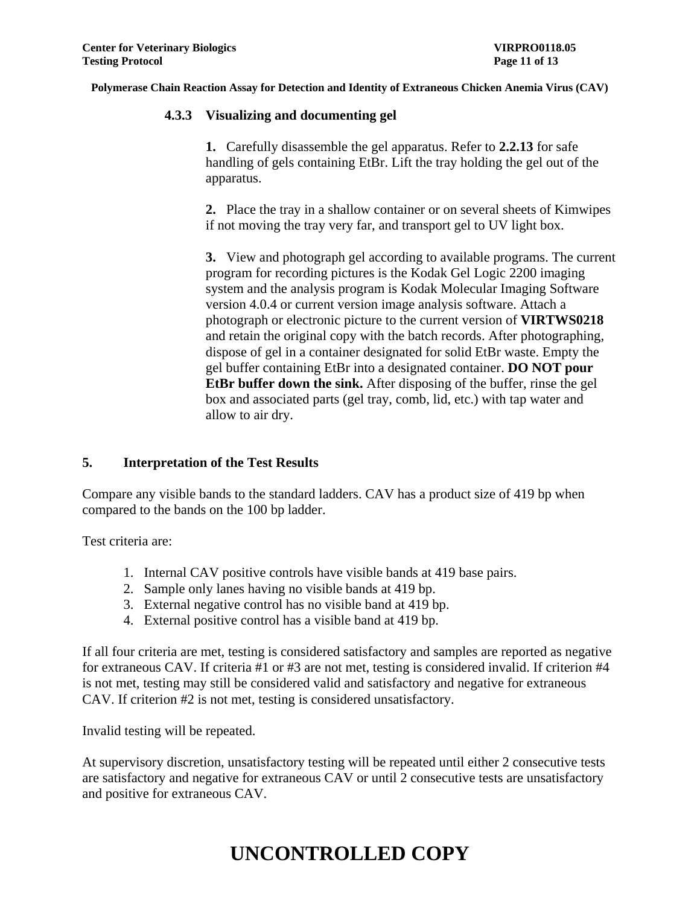#### 4.3.3 Visualizing and documenting gel

**1.** Carefully disassemble the gel apparatus. Refer to **2.2.13** for safe handling of gels containing EtBr. Lift the tray holding the gel out of the apparatus.

**2.** Place the tray in a shallow container or on several sheets of Kimwipes if not moving the tray very far, and transport gel to UV light box.

**3.** View and photograph gel according to available programs. The current program for recording pictures is the Kodak Gel Logic 2200 imaging system and the analysis program is Kodak Molecular Imaging Software version 4.0.4 or current version image analysis software. Attach a photograph or electronic picture to the current version of **VIRTWS0218** and retain the original copy with the batch records. After photographing, dispose of gel in a container designated for solid EtBr waste. Empty the gel buffer containing EtBr into a designated container. **DO NOT pour EtBr buffer down the sink.** After disposing of the buffer, rinse the gel box and associated parts (gel tray, comb, lid, etc.) with tap water and allow to air dry.

## 5. Interpretation of the Test Results

Compare any visible bands to the standard ladders. CAV has a product size of 419 bp when compared to the bands on the 100 bp ladder.

Test criteria are:

1. Internal CAV positive controls have visible bands at 419 base pairs.
2. Sample only lanes having no visible bands at 419 bp.
3. External negative control has no visible band at 419 bp.
4. External positive control has a visible band at 419 bp.

If all four criteria are met, testing is considered satisfactory and samples are reported as negative for extraneous CAV. If criteria #1 or #3 are not met, testing is considered invalid. If criterion #4 is not met, testing may still be considered valid and satisfactory and negative for extraneous CAV. If criterion #2 is not met, testing is considered unsatisfactory.

Invalid testing will be repeated.

At supervisory discretion, unsatisfactory testing will be repeated until either 2 consecutive tests are satisfactory and negative for extraneous CAV or until 2 consecutive tests are unsatisfactory and positive for extraneous CAV.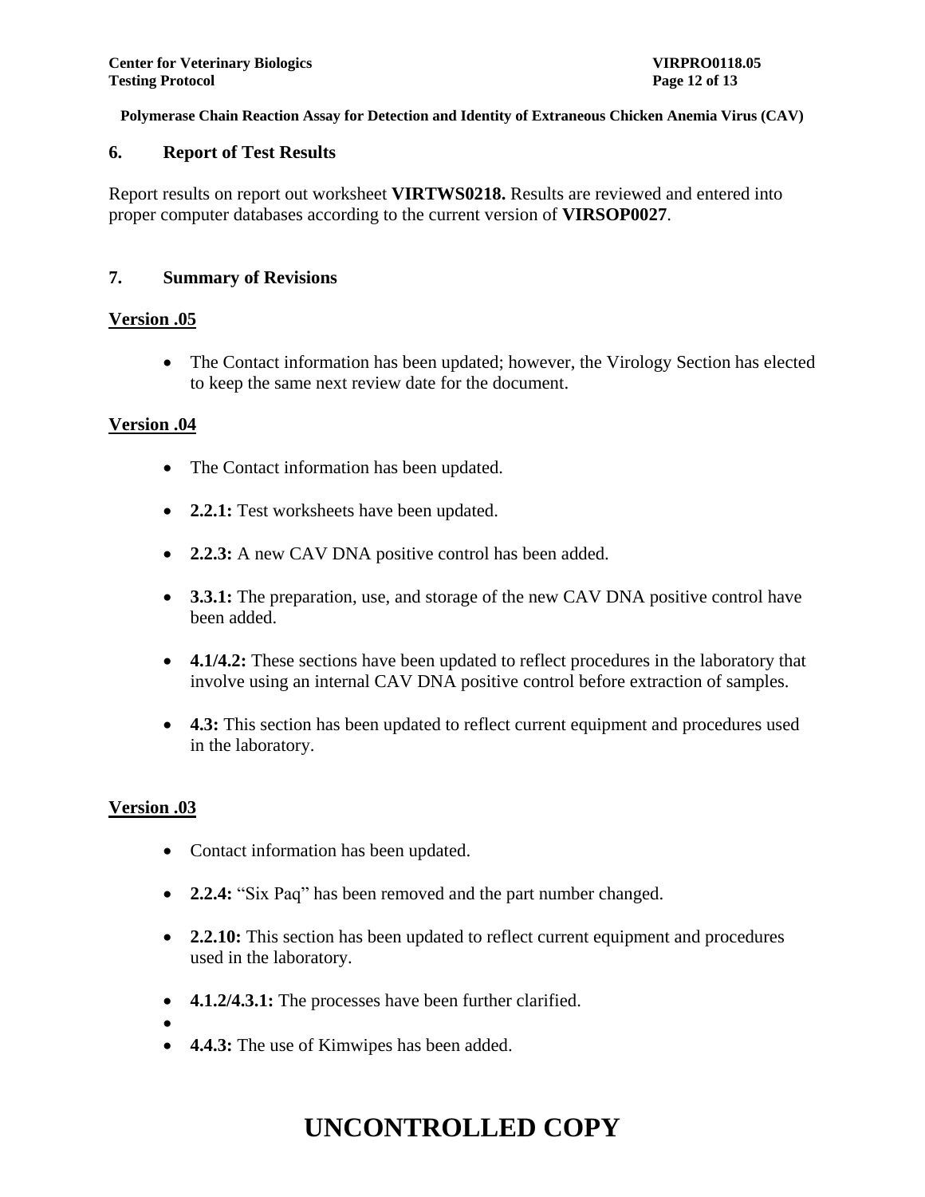## 6. Report of Test Results

Report results on report out worksheet **VIRTWS0218.** Results are reviewed and entered into proper computer databases according to the current version of **VIRSOP0027**.

## 7. Summary of Revisions

**Version .05**

- The Contact information has been updated; however, the Virology Section has elected to keep the same next review date for the document.

**Version .04**

- The Contact information has been updated.
- **2.2.1:** Test worksheets have been updated.
- **2.2.3:** A new CAV DNA positive control has been added.
- **3.3.1:** The preparation, use, and storage of the new CAV DNA positive control have been added.
- **4.1/4.2:** These sections have been updated to reflect procedures in the laboratory that involve using an internal CAV DNA positive control before extraction of samples.
- **4.3:** This section has been updated to reflect current equipment and procedures used in the laboratory.

**Version .03**

- Contact information has been updated.
- **2.2.4:** "Six Paq" has been removed and the part number changed.
- **2.2.10:** This section has been updated to reflect current equipment and procedures used in the laboratory.
- **4.1.2/4.3.1:** The processes have been further clarified.
- 
- **4.4.3:** The use of Kimwipes has been added.

**UNCONTROLLED COPY**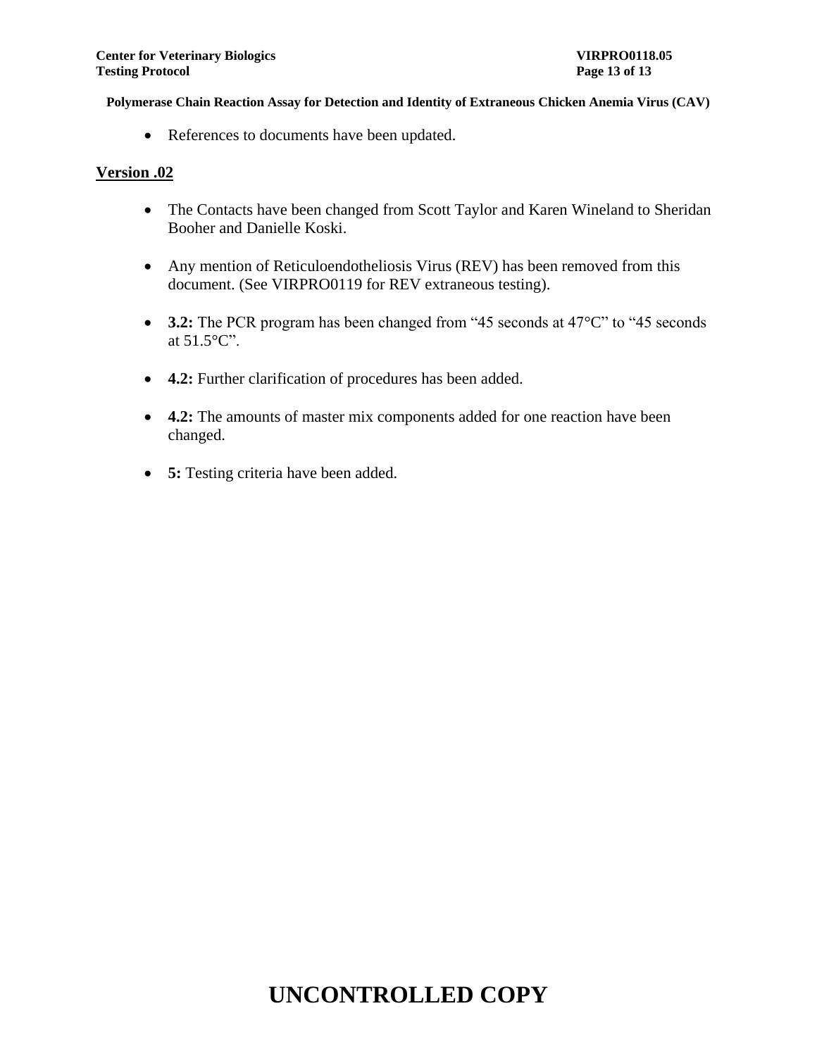- References to documents have been updated.

**Version .02**

- The Contacts have been changed from Scott Taylor and Karen Wineland to Sheridan Booher and Danielle Koski.

- Any mention of Reticuloendotheliosis Virus (REV) has been removed from this document. (See VIRPRO0119 for REV extraneous testing).

- **3.2:** The PCR program has been changed from "45 seconds at 47°C" to "45 seconds at 51.5°C".

- **4.2:** Further clarification of procedures has been added.

- **4.2:** The amounts of master mix components added for one reaction have been changed.

- **5:** Testing criteria have been added.

# UNCONTROLLED COPY